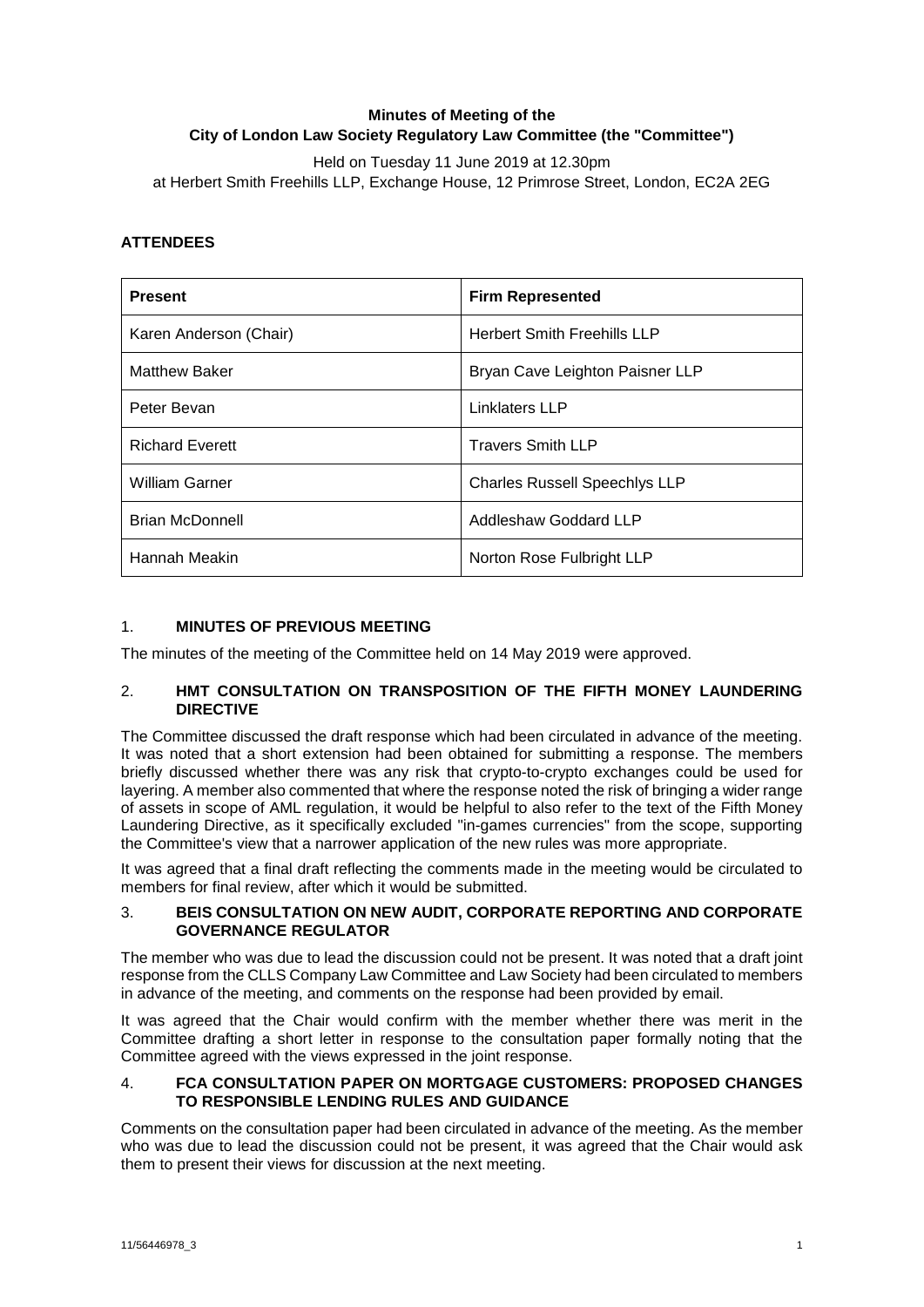**Minutes of Meeting of the**
**City of London Law Society Regulatory Law Committee (the "Committee")**

Held on Tuesday 11 June 2019 at 12.30pm
at Herbert Smith Freehills LLP, Exchange House, 12 Primrose Street, London, EC2A 2EG

**ATTENDEES**

| **Present** | **Firm Represented** |
|---|---|
| Karen Anderson (Chair) | Herbert Smith Freehills LLP |
| Matthew Baker | Bryan Cave Leighton Paisner LLP |
| Peter Bevan | Linklaters LLP |
| Richard Everett | Travers Smith LLP |
| William Garner | Charles Russell Speechlys LLP |
| Brian McDonnell | Addleshaw Goddard LLP |
| Hannah Meakin | Norton Rose Fulbright LLP |

## 1. MINUTES OF PREVIOUS MEETING

The minutes of the meeting of the Committee held on 14 May 2019 were approved.

## 2. HMT CONSULTATION ON TRANSPOSITION OF THE FIFTH MONEY LAUNDERING DIRECTIVE

The Committee discussed the draft response which had been circulated in advance of the meeting. It was noted that a short extension had been obtained for submitting a response. The members briefly discussed whether there was any risk that crypto-to-crypto exchanges could be used for layering. A member also commented that where the response noted the risk of bringing a wider range of assets in scope of AML regulation, it would be helpful to also refer to the text of the Fifth Money Laundering Directive, as it specifically excluded "in-games currencies" from the scope, supporting the Committee's view that a narrower application of the new rules was more appropriate.

It was agreed that a final draft reflecting the comments made in the meeting would be circulated to members for final review, after which it would be submitted.

## 3. BEIS CONSULTATION ON NEW AUDIT, CORPORATE REPORTING AND CORPORATE GOVERNANCE REGULATOR

The member who was due to lead the discussion could not be present. It was noted that a draft joint response from the CLLS Company Law Committee and Law Society had been circulated to members in advance of the meeting, and comments on the response had been provided by email.

It was agreed that the Chair would confirm with the member whether there was merit in the Committee drafting a short letter in response to the consultation paper formally noting that the Committee agreed with the views expressed in the joint response.

## 4. FCA CONSULTATION PAPER ON MORTGAGE CUSTOMERS: PROPOSED CHANGES TO RESPONSIBLE LENDING RULES AND GUIDANCE

Comments on the consultation paper had been circulated in advance of the meeting. As the member who was due to lead the discussion could not be present, it was agreed that the Chair would ask them to present their views for discussion at the next meeting.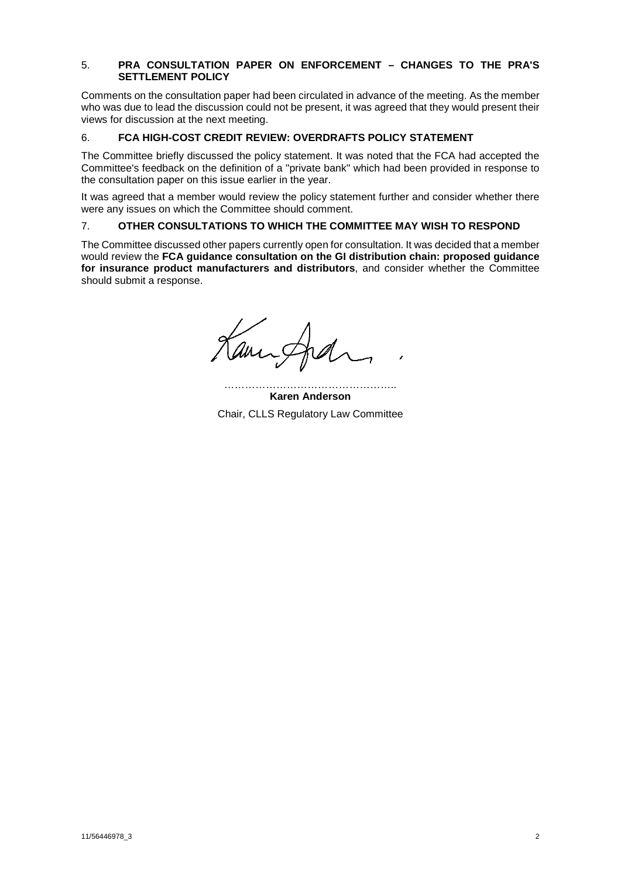5. **PRA CONSULTATION PAPER ON ENFORCEMENT – CHANGES TO THE PRA'S SETTLEMENT POLICY**

Comments on the consultation paper had been circulated in advance of the meeting. As the member who was due to lead the discussion could not be present, it was agreed that they would present their views for discussion at the next meeting.

6. **FCA HIGH-COST CREDIT REVIEW: OVERDRAFTS POLICY STATEMENT**

The Committee briefly discussed the policy statement. It was noted that the FCA had accepted the Committee's feedback on the definition of a "private bank" which had been provided in response to the consultation paper on this issue earlier in the year.

It was agreed that a member would review the policy statement further and consider whether there were any issues on which the Committee should comment.

7. **OTHER CONSULTATIONS TO WHICH THE COMMITTEE MAY WISH TO RESPOND**

The Committee discussed other papers currently open for consultation. It was decided that a member would review the **FCA guidance consultation on the GI distribution chain: proposed guidance for insurance product manufacturers and distributors**, and consider whether the Committee should submit a response.

…………………………………………..

**Karen Anderson**

Chair, CLLS Regulatory Law Committee